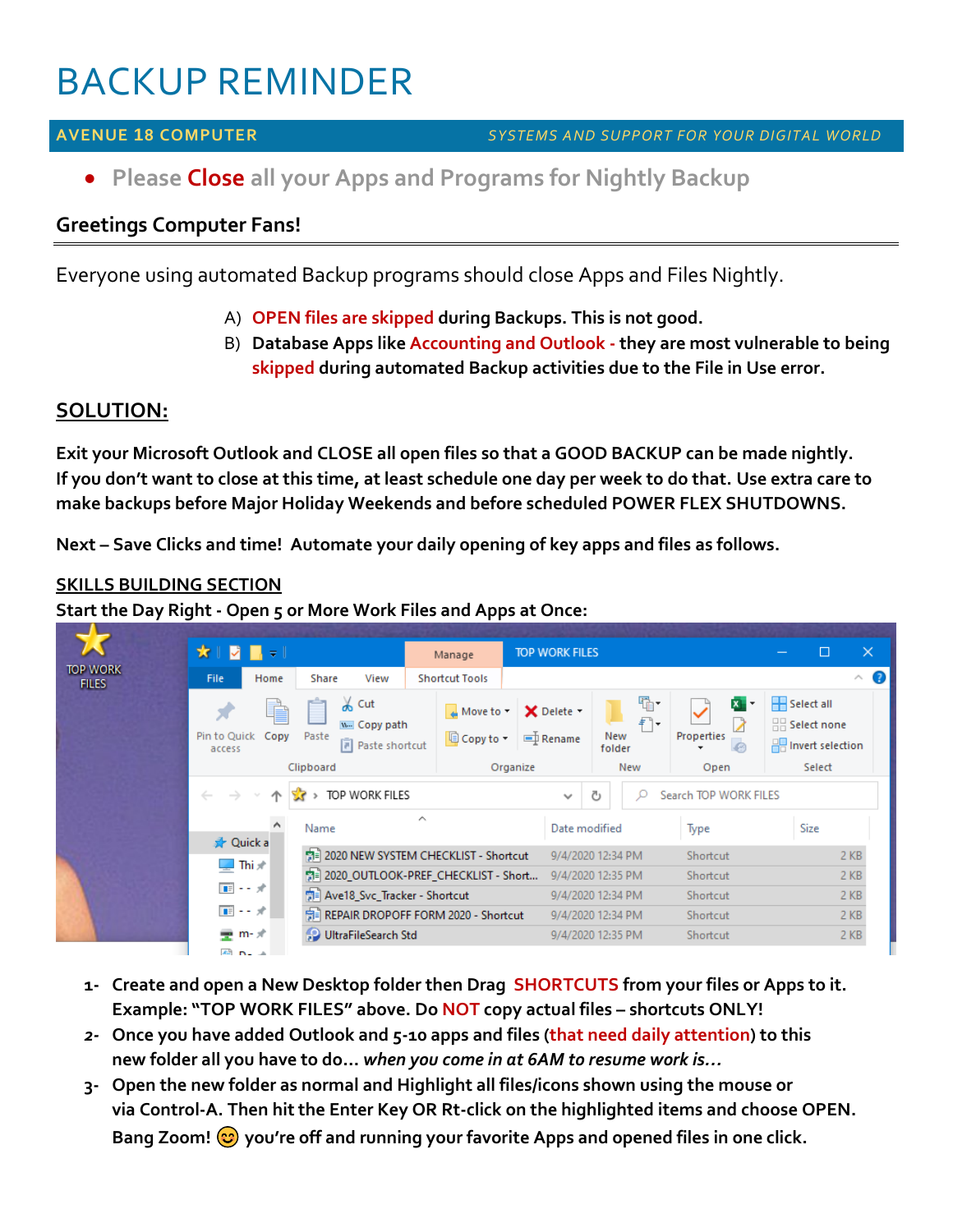# BACKUP REMINDER

**AVENUE 18 COMPUTER** *SYSTEMS AND SUPPORT FOR YOUR DIGITAL WORLD*

- Please **Close** all your Apps and Programs for Nightly Backup

## Greetings Computer Fans!

Everyone using automated Backup programs should close Apps and Files Nightly.

A) **OPEN files are skipped during Backups. This is not good.**
B) **Database Apps like Accounting and Outlook - they are most vulnerable to being skipped during automated Backup activities due to the File in Use error.**

## SOLUTION:

**Exit your Microsoft Outlook and CLOSE all open files so that a GOOD BACKUP can be made nightly. If you don't want to close at this time, at least schedule one day per week to do that. Use extra care to make backups before Major Holiday Weekends and before scheduled POWER FLEX SHUTDOWNS.**

**Next – Save Clicks and time! Automate your daily opening of key apps and files as follows.**

**SKILLS BUILDING SECTION**
**Start the Day Right - Open 5 or More Work Files and Apps at Once:**

| Name | Date modified | Type | Size |
|---|---|---|---|
| 2020 NEW SYSTEM CHECKLIST - Shortcut | 9/4/2020 12:34 PM | Shortcut | 2 KB |
| 2020_OUTLOOK-PREF_CHECKLIST - Short... | 9/4/2020 12:35 PM | Shortcut | 2 KB |
| Ave18_Svc_Tracker - Shortcut | 9/4/2020 12:34 PM | Shortcut | 2 KB |
| REPAIR DROPOFF FORM 2020 - Shortcut | 9/4/2020 12:34 PM | Shortcut | 2 KB |
| UltraFileSearch Std | 9/4/2020 12:35 PM | Shortcut | 2 KB |

1- **Create and open a New Desktop folder then Drag SHORTCUTS from your files or Apps to it. Example: "TOP WORK FILES" above. Do NOT copy actual files – shortcuts ONLY!**
2- **Once you have added Outlook and 5-10 apps and files (that need daily attention) to this new folder all you have to do…** ***when you come in at 6AM to resume work is…***
3- **Open the new folder as normal and Highlight all files/icons shown using the mouse or via Control-A. Then hit the Enter Key OR Rt-click on the highlighted items and choose OPEN. Bang Zoom! 😊 you're off and running your favorite Apps and opened files in one click.**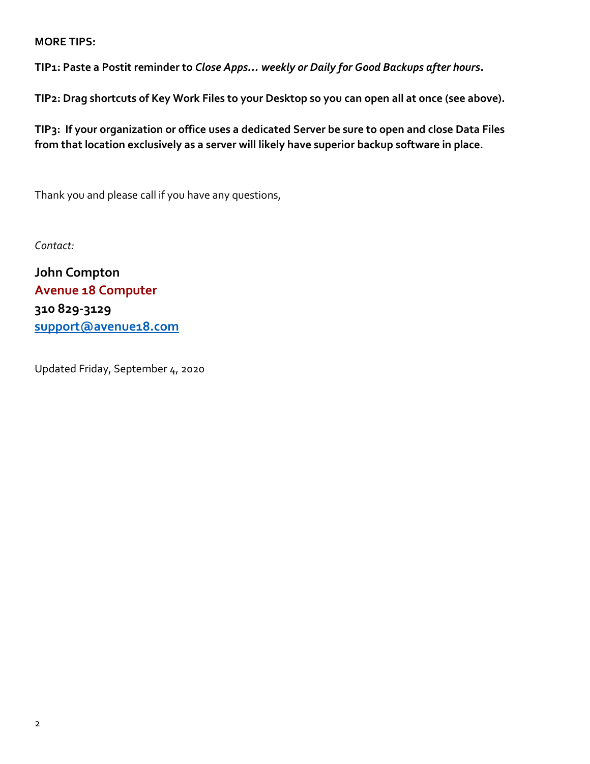**MORE TIPS:**

**TIP1: Paste a Postit reminder to *Close Apps… weekly or Daily for Good Backups after hours*.**

**TIP2: Drag shortcuts of Key Work Files to your Desktop so you can open all at once (see above).**

**TIP3: If your organization or office uses a dedicated Server be sure to open and close Data Files from that location exclusively as a server will likely have superior backup software in place.**

Thank you and please call if you have any questions,

*Contact:*

**John Compton**
**Avenue 18 Computer**
**310 829-3129**
**[support@avenue18.com](mailto:support@avenue18.com)**

Updated Friday, September 4, 2020